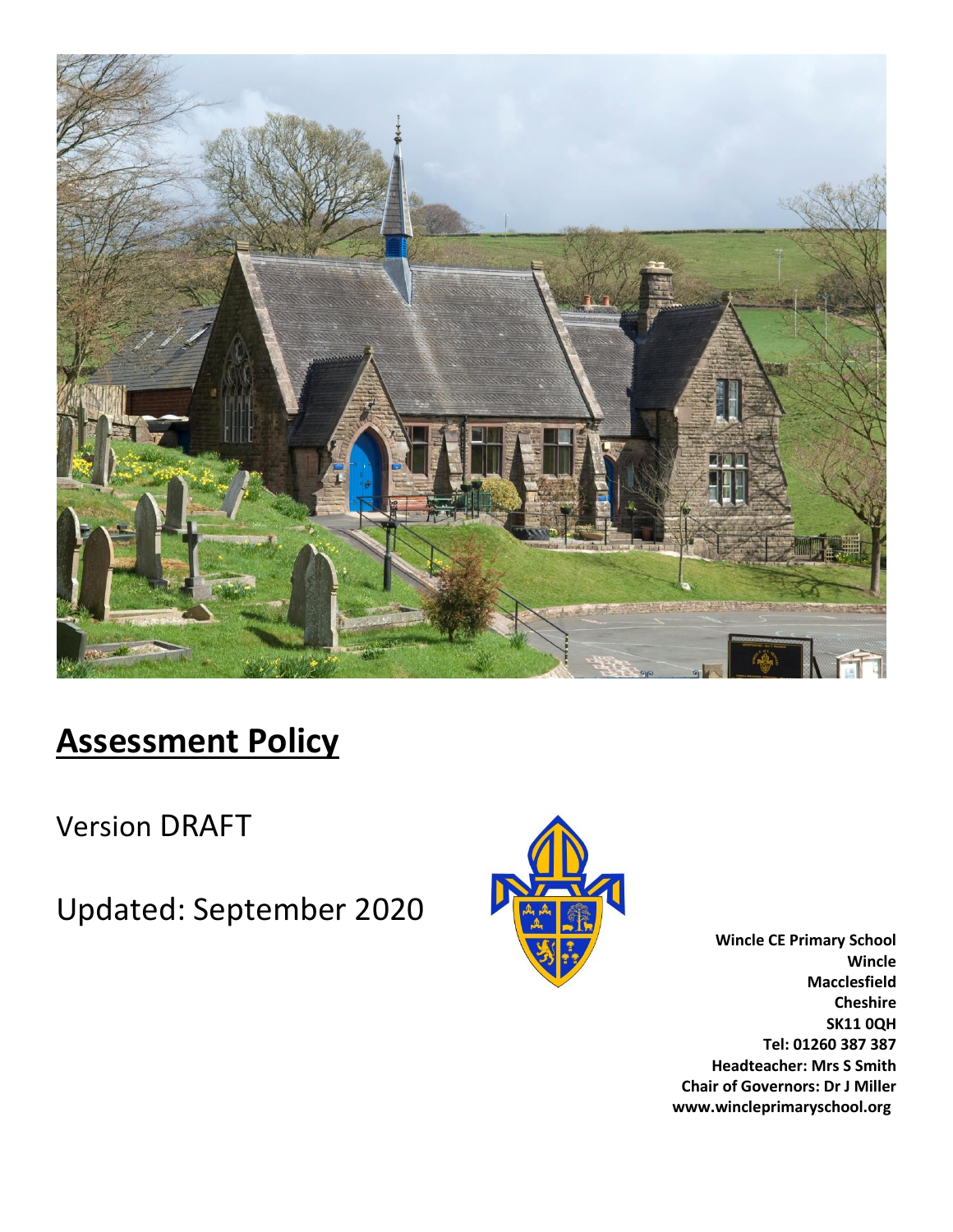# **Assessment Policy**

Version DRAFT

Updated: September 2020

**Wincle CE Primary School**
**Wincle**
**Macclesfield**
**Cheshire**
**SK11 0QH**
**Tel: 01260 387 387**
**Headteacher: Mrs S Smith**
**Chair of Governors: Dr J Miller**
**www.wincleprimaryschool.org**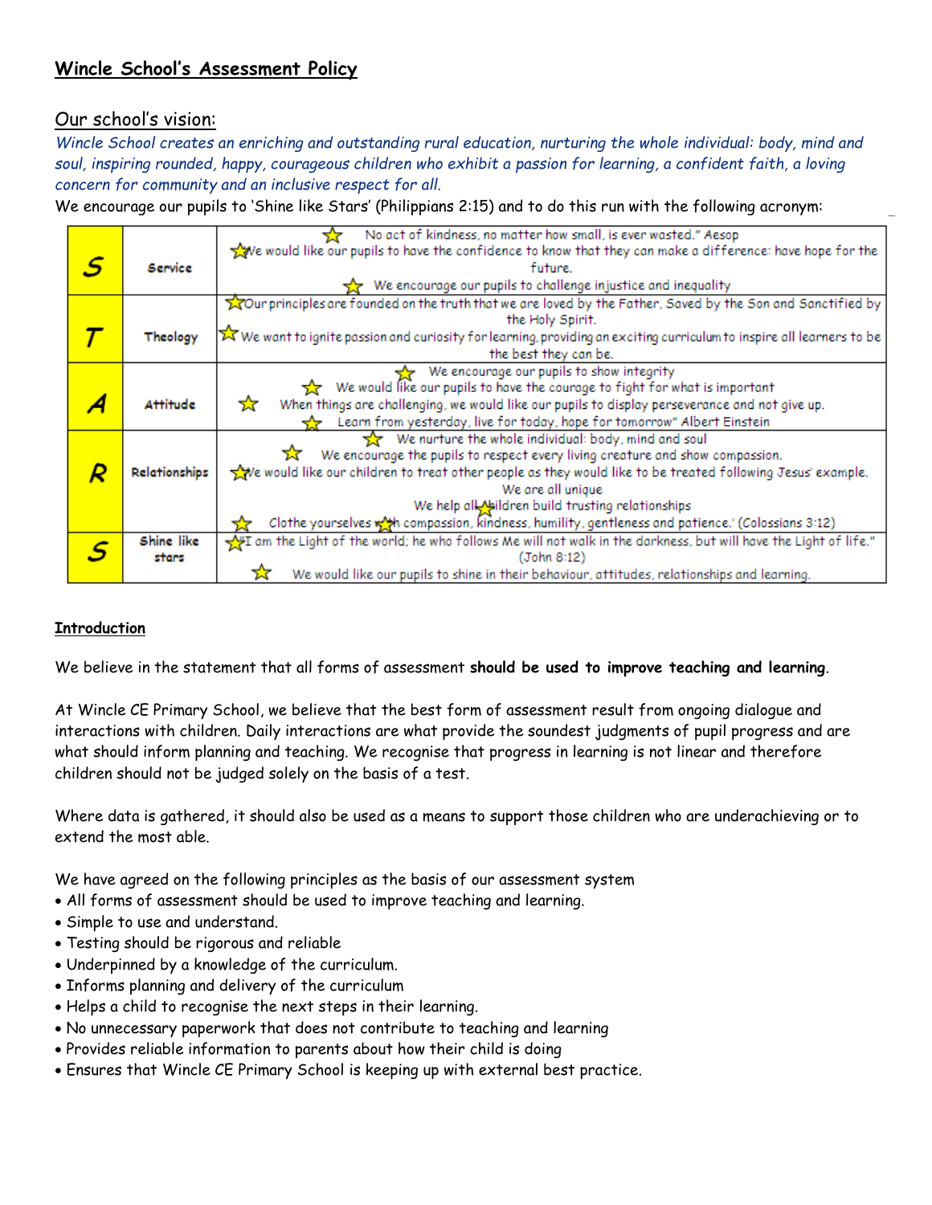## Wincle School's Assessment Policy

### Our school's vision:

*Wincle School creates an enriching and outstanding rural education, nurturing the whole individual: body, mind and soul, inspiring rounded, happy, courageous children who exhibit a passion for learning, a confident faith, a loving concern for community and an inclusive respect for all.*

We encourage our pupils to 'Shine like Stars' (Philippians 2:15) and to do this run with the following acronym:

| | | |
|---|---|---|
| **S** | **Service** | ☆ No act of kindness, no matter how small, is ever wasted." Aesop<br>☆ We would like our pupils to have the confidence to know that they can make a difference: have hope for the future.<br>☆ We encourage our pupils to challenge injustice and inequality |
| **T** | **Theology** | ☆ Our principles are founded on the truth that we are loved by the Father, Saved by the Son and Sanctified by the Holy Spirit.<br>☆ We want to ignite passion and curiosity for learning, providing an exciting curriculum to inspire all learners to be the best they can be. |
| **A** | **Attitude** | ☆ We encourage our pupils to show integrity<br>☆ We would like our pupils to have the courage to fight for what is important<br>☆ When things are challenging, we would like our pupils to display perseverance and not give up.<br>☆ Learn from yesterday, live for today, hope for tomorrow" Albert Einstein |
| **R** | **Relationships** | ☆ We nurture the whole individual: body, mind and soul<br>☆ We encourage the pupils to respect every living creature and show compassion.<br>☆ We would like our children to treat other people as they would like to be treated following Jesus' example.<br>We are all unique<br>We help all children build trusting relationships<br>☆ Clothe yourselves with compassion, kindness, humility, gentleness and patience.' (Colossians 3:12) |
| **S** | **Shine like stars** | ☆ "I am the Light of the world; he who follows Me will not walk in the darkness, but will have the Light of life." (John 8:12)<br>☆ We would like our pupils to shine in their behaviour, attitudes, relationships and learning. |

**Introduction**

We believe in the statement that all forms of assessment **should be used to improve teaching and learning**.

At Wincle CE Primary School, we believe that the best form of assessment result from ongoing dialogue and interactions with children. Daily interactions are what provide the soundest judgments of pupil progress and are what should inform planning and teaching. We recognise that progress in learning is not linear and therefore children should not be judged solely on the basis of a test.

Where data is gathered, it should also be used as a means to support those children who are underachieving or to extend the most able.

We have agreed on the following principles as the basis of our assessment system

- All forms of assessment should be used to improve teaching and learning.
- Simple to use and understand.
- Testing should be rigorous and reliable
- Underpinned by a knowledge of the curriculum.
- Informs planning and delivery of the curriculum
- Helps a child to recognise the next steps in their learning.
- No unnecessary paperwork that does not contribute to teaching and learning
- Provides reliable information to parents about how their child is doing
- Ensures that Wincle CE Primary School is keeping up with external best practice.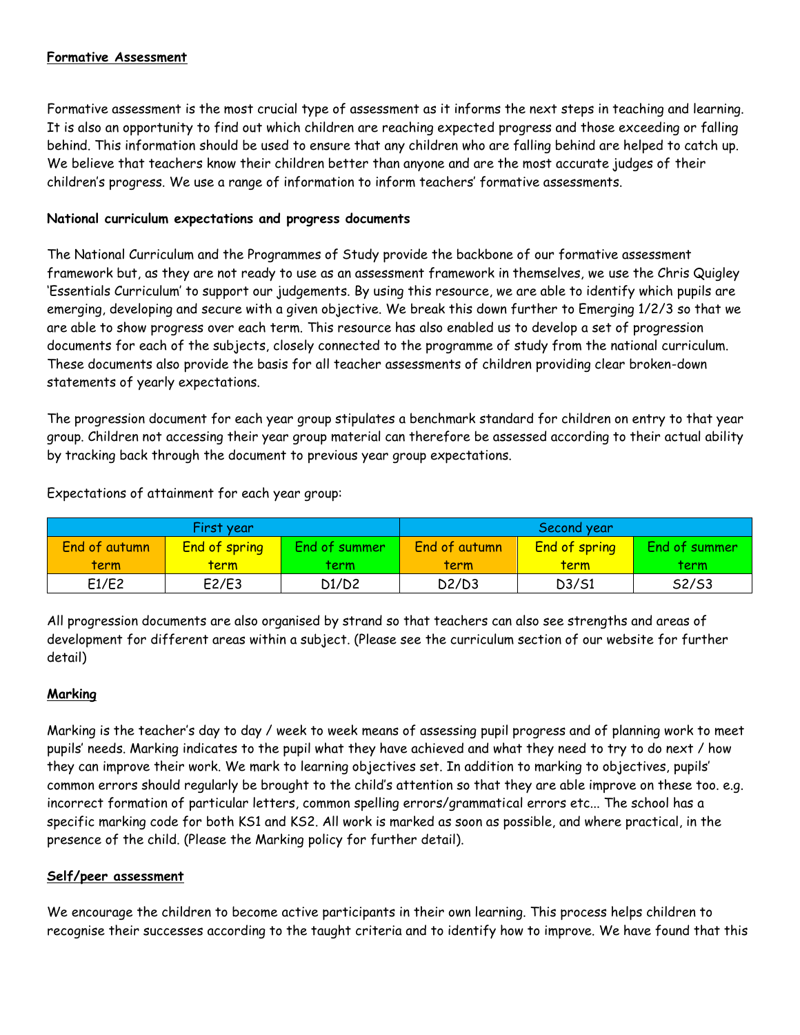**Formative Assessment**

Formative assessment is the most crucial type of assessment as it informs the next steps in teaching and learning. It is also an opportunity to find out which children are reaching expected progress and those exceeding or falling behind. This information should be used to ensure that any children who are falling behind are helped to catch up. We believe that teachers know their children better than anyone and are the most accurate judges of their children's progress. We use a range of information to inform teachers' formative assessments.

**National curriculum expectations and progress documents**

The National Curriculum and the Programmes of Study provide the backbone of our formative assessment framework but, as they are not ready to use as an assessment framework in themselves, we use the Chris Quigley 'Essentials Curriculum' to support our judgements. By using this resource, we are able to identify which pupils are emerging, developing and secure with a given objective. We break this down further to Emerging 1/2/3 so that we are able to show progress over each term. This resource has also enabled us to develop a set of progression documents for each of the subjects, closely connected to the programme of study from the national curriculum. These documents also provide the basis for all teacher assessments of children providing clear broken-down statements of yearly expectations.

The progression document for each year group stipulates a benchmark standard for children on entry to that year group. Children not accessing their year group material can therefore be assessed according to their actual ability by tracking back through the document to previous year group expectations.

Expectations of attainment for each year group:

| First year | | | Second year | | |
|---|---|---|---|---|---|
| End of autumn term | End of spring term | End of summer term | End of autumn term | End of spring term | End of summer term |
| E1/E2 | E2/E3 | D1/D2 | D2/D3 | D3/S1 | S2/S3 |

All progression documents are also organised by strand so that teachers can also see strengths and areas of development for different areas within a subject. (Please see the curriculum section of our website for further detail)

**Marking**

Marking is the teacher's day to day / week to week means of assessing pupil progress and of planning work to meet pupils' needs. Marking indicates to the pupil what they have achieved and what they need to try to do next / how they can improve their work. We mark to learning objectives set. In addition to marking to objectives, pupils' common errors should regularly be brought to the child's attention so that they are able improve on these too. e.g. incorrect formation of particular letters, common spelling errors/grammatical errors etc... The school has a specific marking code for both KS1 and KS2. All work is marked as soon as possible, and where practical, in the presence of the child. (Please the Marking policy for further detail).

**Self/peer assessment**

We encourage the children to become active participants in their own learning. This process helps children to recognise their successes according to the taught criteria and to identify how to improve. We have found that this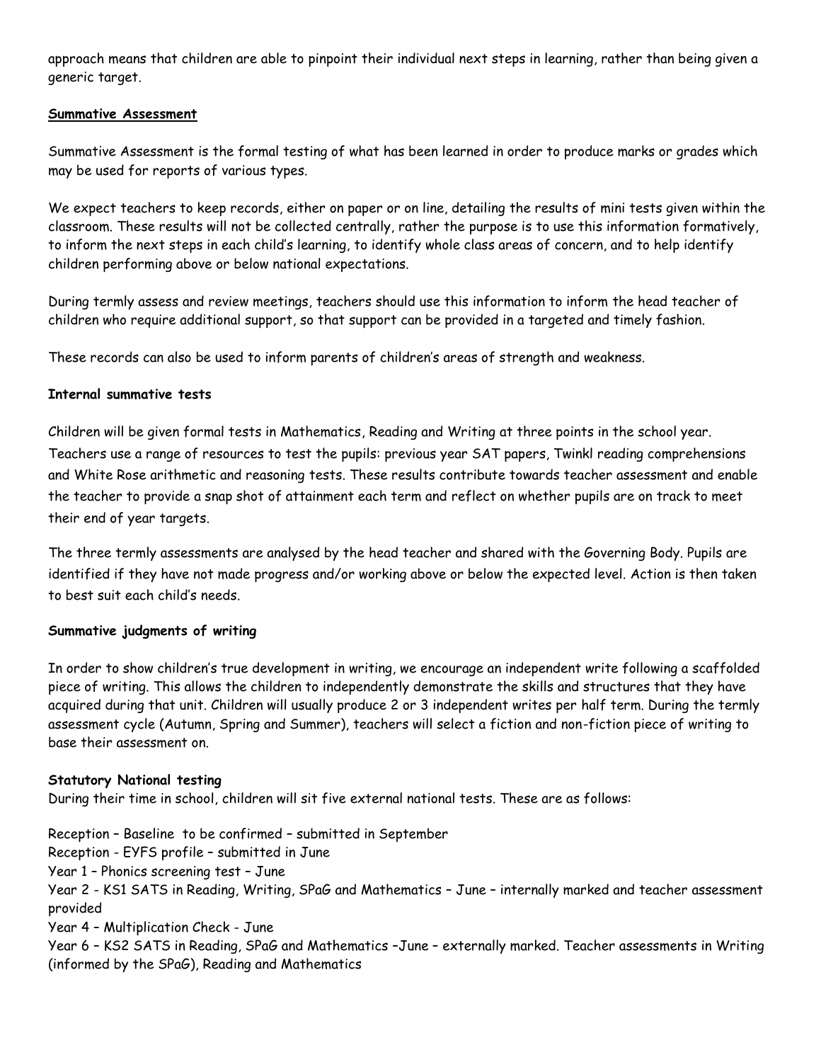approach means that children are able to pinpoint their individual next steps in learning, rather than being given a generic target.

## Summative Assessment

Summative Assessment is the formal testing of what has been learned in order to produce marks or grades which may be used for reports of various types.

We expect teachers to keep records, either on paper or on line, detailing the results of mini tests given within the classroom. These results will not be collected centrally, rather the purpose is to use this information formatively, to inform the next steps in each child's learning, to identify whole class areas of concern, and to help identify children performing above or below national expectations.

During termly assess and review meetings, teachers should use this information to inform the head teacher of children who require additional support, so that support can be provided in a targeted and timely fashion.

These records can also be used to inform parents of children's areas of strength and weakness.

### Internal summative tests

Children will be given formal tests in Mathematics, Reading and Writing at three points in the school year. Teachers use a range of resources to test the pupils: previous year SAT papers, Twinkl reading comprehensions and White Rose arithmetic and reasoning tests. These results contribute towards teacher assessment and enable the teacher to provide a snap shot of attainment each term and reflect on whether pupils are on track to meet their end of year targets.

The three termly assessments are analysed by the head teacher and shared with the Governing Body. Pupils are identified if they have not made progress and/or working above or below the expected level. Action is then taken to best suit each child's needs.

### Summative judgments of writing

In order to show children's true development in writing, we encourage an independent write following a scaffolded piece of writing. This allows the children to independently demonstrate the skills and structures that they have acquired during that unit. Children will usually produce 2 or 3 independent writes per half term. During the termly assessment cycle (Autumn, Spring and Summer), teachers will select a fiction and non-fiction piece of writing to base their assessment on.

### Statutory National testing

During their time in school, children will sit five external national tests. These are as follows:

Reception – Baseline to be confirmed – submitted in September
Reception - EYFS profile – submitted in June
Year 1 – Phonics screening test – June
Year 2 - KS1 SATS in Reading, Writing, SPaG and Mathematics – June – internally marked and teacher assessment provided
Year 4 – Multiplication Check - June
Year 6 – KS2 SATS in Reading, SPaG and Mathematics –June – externally marked. Teacher assessments in Writing (informed by the SPaG), Reading and Mathematics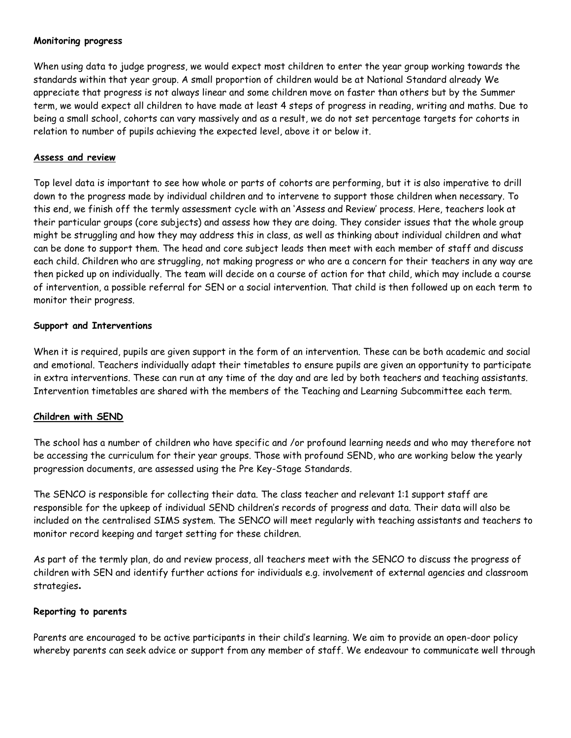**Monitoring progress**

When using data to judge progress, we would expect most children to enter the year group working towards the standards within that year group. A small proportion of children would be at National Standard already We appreciate that progress is not always linear and some children move on faster than others but by the Summer term, we would expect all children to have made at least 4 steps of progress in reading, writing and maths. Due to being a small school, cohorts can vary massively and as a result, we do not set percentage targets for cohorts in relation to number of pupils achieving the expected level, above it or below it.

**Assess and review**

Top level data is important to see how whole or parts of cohorts are performing, but it is also imperative to drill down to the progress made by individual children and to intervene to support those children when necessary. To this end, we finish off the termly assessment cycle with an 'Assess and Review' process. Here, teachers look at their particular groups (core subjects) and assess how they are doing. They consider issues that the whole group might be struggling and how they may address this in class, as well as thinking about individual children and what can be done to support them. The head and core subject leads then meet with each member of staff and discuss each child. Children who are struggling, not making progress or who are a concern for their teachers in any way are then picked up on individually. The team will decide on a course of action for that child, which may include a course of intervention, a possible referral for SEN or a social intervention. That child is then followed up on each term to monitor their progress.

**Support and Interventions**

When it is required, pupils are given support in the form of an intervention. These can be both academic and social and emotional. Teachers individually adapt their timetables to ensure pupils are given an opportunity to participate in extra interventions. These can run at any time of the day and are led by both teachers and teaching assistants. Intervention timetables are shared with the members of the Teaching and Learning Subcommittee each term.

**Children with SEND**

The school has a number of children who have specific and /or profound learning needs and who may therefore not be accessing the curriculum for their year groups. Those with profound SEND, who are working below the yearly progression documents, are assessed using the Pre Key-Stage Standards.

The SENCO is responsible for collecting their data. The class teacher and relevant 1:1 support staff are responsible for the upkeep of individual SEND children's records of progress and data. Their data will also be included on the centralised SIMS system. The SENCO will meet regularly with teaching assistants and teachers to monitor record keeping and target setting for these children.

As part of the termly plan, do and review process, all teachers meet with the SENCO to discuss the progress of children with SEN and identify further actions for individuals e.g. involvement of external agencies and classroom strategies**.**

**Reporting to parents**

Parents are encouraged to be active participants in their child's learning. We aim to provide an open-door policy whereby parents can seek advice or support from any member of staff. We endeavour to communicate well through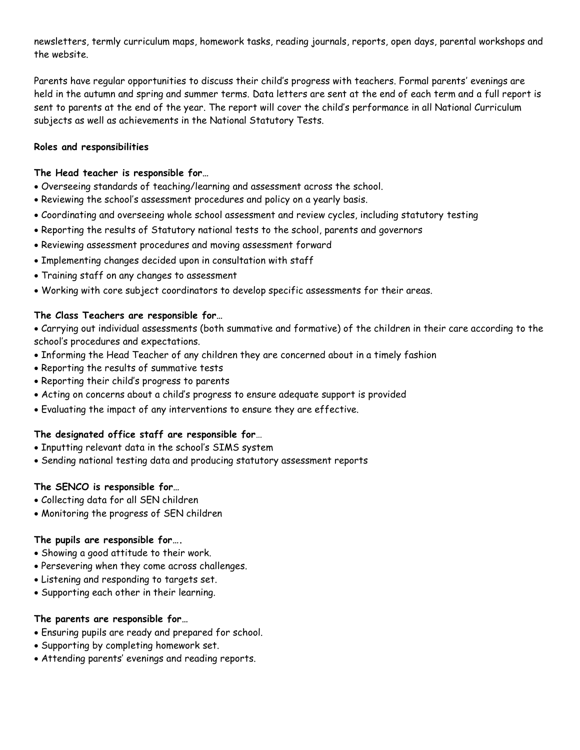newsletters, termly curriculum maps, homework tasks, reading journals, reports, open days, parental workshops and the website.

Parents have regular opportunities to discuss their child's progress with teachers. Formal parents' evenings are held in the autumn and spring and summer terms. Data letters are sent at the end of each term and a full report is sent to parents at the end of the year. The report will cover the child's performance in all National Curriculum subjects as well as achievements in the National Statutory Tests.

**Roles and responsibilities**

**The Head teacher is responsible for…**

- Overseeing standards of teaching/learning and assessment across the school.
- Reviewing the school's assessment procedures and policy on a yearly basis.
- Coordinating and overseeing whole school assessment and review cycles, including statutory testing
- Reporting the results of Statutory national tests to the school, parents and governors
- Reviewing assessment procedures and moving assessment forward
- Implementing changes decided upon in consultation with staff
- Training staff on any changes to assessment
- Working with core subject coordinators to develop specific assessments for their areas.

**The Class Teachers are responsible for…**

- Carrying out individual assessments (both summative and formative) of the children in their care according to the school's procedures and expectations.
- Informing the Head Teacher of any children they are concerned about in a timely fashion
- Reporting the results of summative tests
- Reporting their child's progress to parents
- Acting on concerns about a child's progress to ensure adequate support is provided
- Evaluating the impact of any interventions to ensure they are effective.

**The designated office staff are responsible for…**

- Inputting relevant data in the school's SIMS system
- Sending national testing data and producing statutory assessment reports

**The SENCO is responsible for…**

- Collecting data for all SEN children
- Monitoring the progress of SEN children

**The pupils are responsible for….**

- Showing a good attitude to their work.
- Persevering when they come across challenges.
- Listening and responding to targets set.
- Supporting each other in their learning.

**The parents are responsible for…**

- Ensuring pupils are ready and prepared for school.
- Supporting by completing homework set.
- Attending parents' evenings and reading reports.